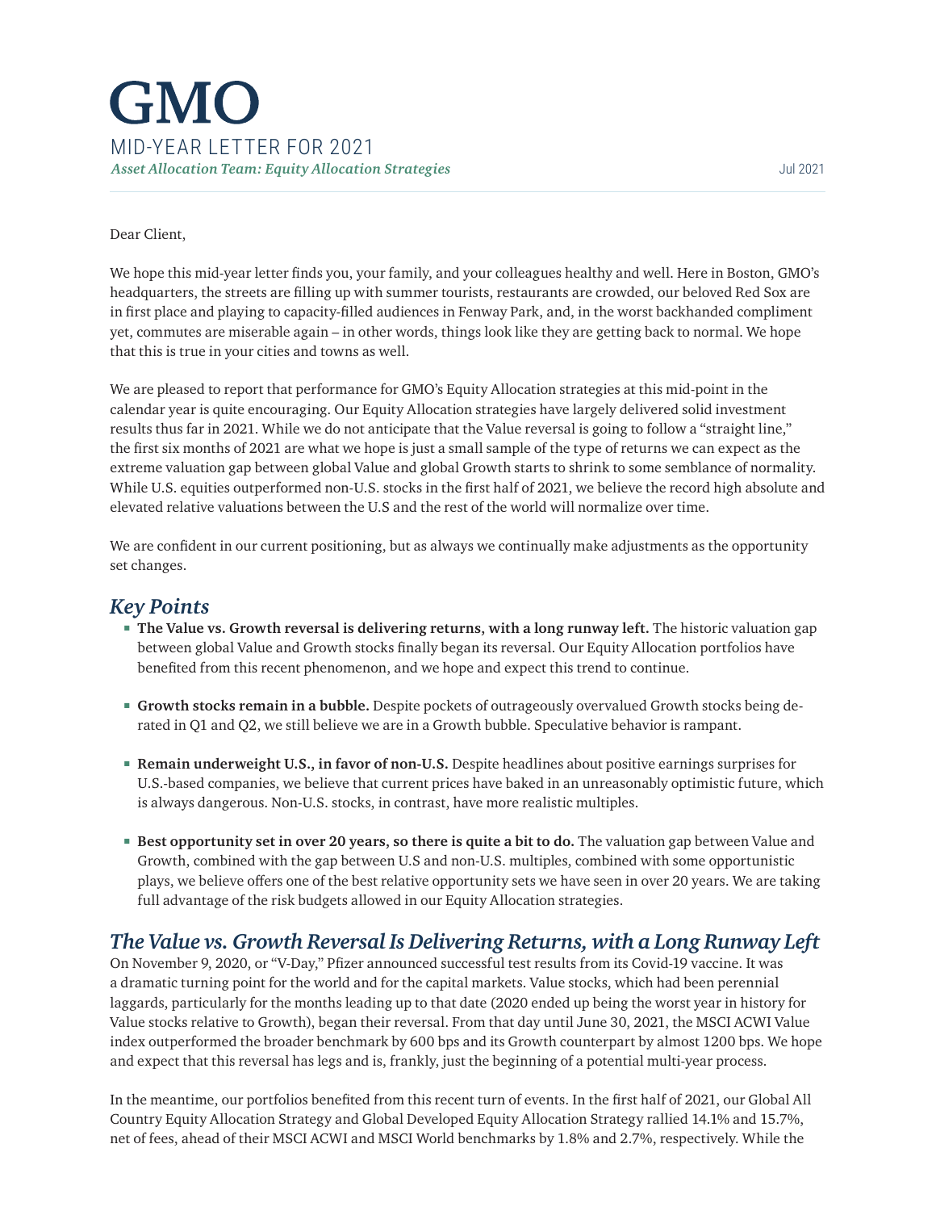# GMO

## MID-YEAR LETTER FOR 2021

*Asset Allocation Team: Equity Allocation Strategies*

Jul 2021

Dear Client,

We hope this mid-year letter finds you, your family, and your colleagues healthy and well. Here in Boston, GMO's headquarters, the streets are filling up with summer tourists, restaurants are crowded, our beloved Red Sox are in first place and playing to capacity-filled audiences in Fenway Park, and, in the worst backhanded compliment yet, commutes are miserable again – in other words, things look like they are getting back to normal. We hope that this is true in your cities and towns as well.

We are pleased to report that performance for GMO's Equity Allocation strategies at this mid-point in the calendar year is quite encouraging. Our Equity Allocation strategies have largely delivered solid investment results thus far in 2021. While we do not anticipate that the Value reversal is going to follow a "straight line," the first six months of 2021 are what we hope is just a small sample of the type of returns we can expect as the extreme valuation gap between global Value and global Growth starts to shrink to some semblance of normality. While U.S. equities outperformed non-U.S. stocks in the first half of 2021, we believe the record high absolute and elevated relative valuations between the U.S and the rest of the world will normalize over time.

We are confident in our current positioning, but as always we continually make adjustments as the opportunity set changes.

## *Key Points*

- **The Value vs. Growth reversal is delivering returns, with a long runway left.** The historic valuation gap between global Value and Growth stocks finally began its reversal. Our Equity Allocation portfolios have benefited from this recent phenomenon, and we hope and expect this trend to continue.
- **Growth stocks remain in a bubble.** Despite pockets of outrageously overvalued Growth stocks being de-rated in Q1 and Q2, we still believe we are in a Growth bubble. Speculative behavior is rampant.
- **Remain underweight U.S., in favor of non-U.S.** Despite headlines about positive earnings surprises for U.S.-based companies, we believe that current prices have baked in an unreasonably optimistic future, which is always dangerous. Non-U.S. stocks, in contrast, have more realistic multiples.
- **Best opportunity set in over 20 years, so there is quite a bit to do.** The valuation gap between Value and Growth, combined with the gap between U.S and non-U.S. multiples, combined with some opportunistic plays, we believe offers one of the best relative opportunity sets we have seen in over 20 years. We are taking full advantage of the risk budgets allowed in our Equity Allocation strategies.

## *The Value vs. Growth Reversal Is Delivering Returns, with a Long Runway Left*

On November 9, 2020, or "V-Day," Pfizer announced successful test results from its Covid-19 vaccine. It was a dramatic turning point for the world and for the capital markets. Value stocks, which had been perennial laggards, particularly for the months leading up to that date (2020 ended up being the worst year in history for Value stocks relative to Growth), began their reversal. From that day until June 30, 2021, the MSCI ACWI Value index outperformed the broader benchmark by 600 bps and its Growth counterpart by almost 1200 bps. We hope and expect that this reversal has legs and is, frankly, just the beginning of a potential multi-year process.

In the meantime, our portfolios benefited from this recent turn of events. In the first half of 2021, our Global All Country Equity Allocation Strategy and Global Developed Equity Allocation Strategy rallied 14.1% and 15.7%, net of fees, ahead of their MSCI ACWI and MSCI World benchmarks by 1.8% and 2.7%, respectively. While the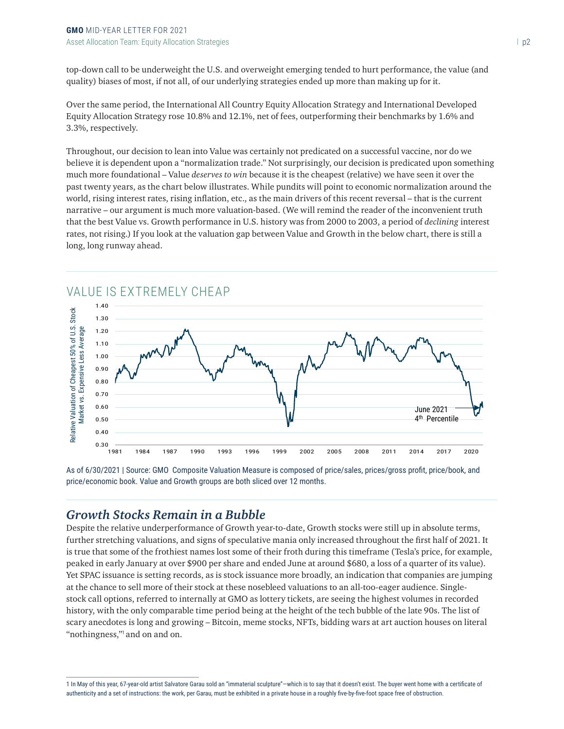top-down call to be underweight the U.S. and overweight emerging tended to hurt performance, the value (and quality) biases of most, if not all, of our underlying strategies ended up more than making up for it.

Over the same period, the International All Country Equity Allocation Strategy and International Developed Equity Allocation Strategy rose 10.8% and 12.1%, net of fees, outperforming their benchmarks by 1.6% and 3.3%, respectively.

Throughout, our decision to lean into Value was certainly not predicated on a successful vaccine, nor do we believe it is dependent upon a "normalization trade." Not surprisingly, our decision is predicated upon something much more foundational – Value *deserves to win* because it is the cheapest (relative) we have seen it over the past twenty years, as the chart below illustrates. While pundits will point to economic normalization around the world, rising interest rates, rising inflation, etc., as the main drivers of this recent reversal – that is the current narrative – our argument is much more valuation-based. (We will remind the reader of the inconvenient truth that the best Value vs. Growth performance in U.S. history was from 2000 to 2003, a period of *declining* interest rates, not rising.) If you look at the valuation gap between Value and Growth in the below chart, there is still a long, long runway ahead.

## VALUE IS EXTREMELY CHEAP

As of 6/30/2021 | Source: GMO Composite Valuation Measure is composed of price/sales, prices/gross profit, price/book, and price/economic book. Value and Growth groups are both sliced over 12 months.

## *Growth Stocks Remain in a Bubble*

Despite the relative underperformance of Growth year-to-date, Growth stocks were still up in absolute terms, further stretching valuations, and signs of speculative mania only increased throughout the first half of 2021. It is true that some of the frothiest names lost some of their froth during this timeframe (Tesla's price, for example, peaked in early January at over $900 per share and ended June at around $680, a loss of a quarter of its value). Yet SPAC issuance is setting records, as is stock issuance more broadly, an indication that companies are jumping at the chance to sell more of their stock at these nosebleed valuations to an all-too-eager audience. Single-stock call options, referred to internally at GMO as lottery tickets, are seeing the highest volumes in recorded history, with the only comparable time period being at the height of the tech bubble of the late 90s. The list of scary anecdotes is long and growing – Bitcoin, meme stocks, NFTs, bidding wars at art auction houses on literal "nothingness,"[1] and on and on.

[1] In May of this year, 67-year-old artist Salvatore Garau sold an "immaterial sculpture"—which is to say that it doesn't exist. The buyer went home with a certificate of authenticity and a set of instructions: the work, per Garau, must be exhibited in a private house in a roughly five-by-five-foot space free of obstruction.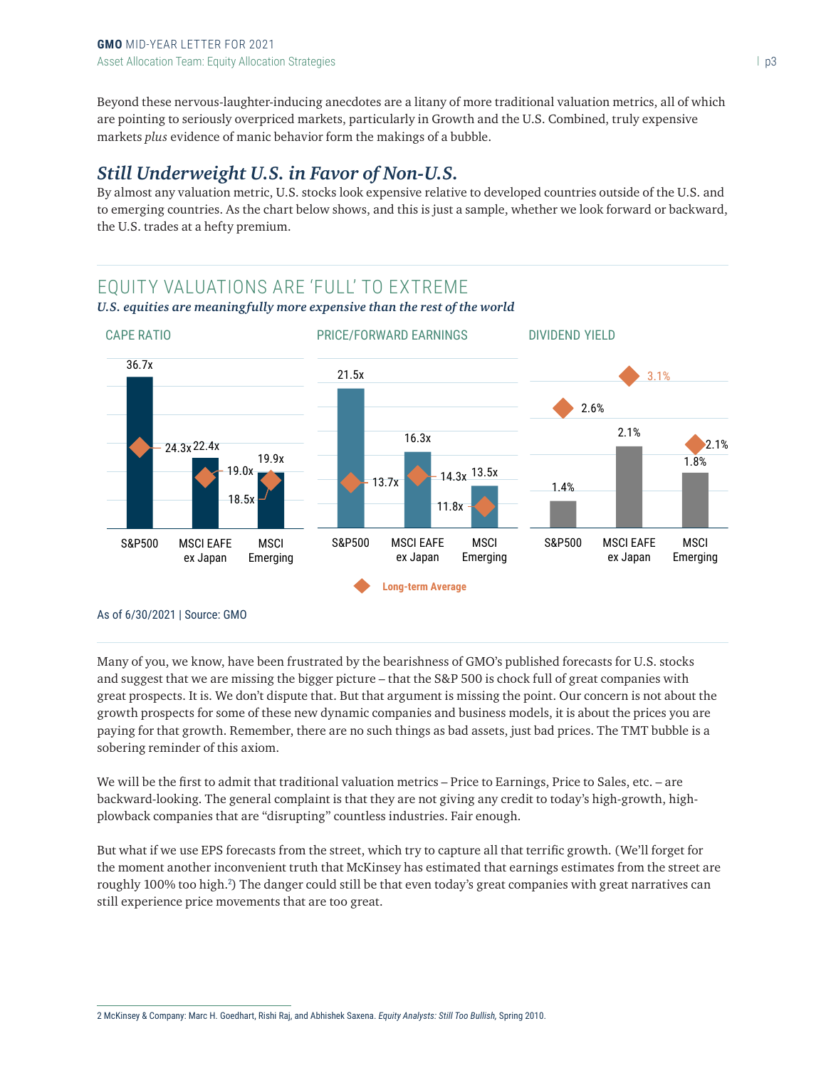Beyond these nervous-laughter-inducing anecdotes are a litany of more traditional valuation metrics, all of which are pointing to seriously overpriced markets, particularly in Growth and the U.S. Combined, truly expensive markets *plus* evidence of manic behavior form the makings of a bubble.

## *Still Underweight U.S. in Favor of Non-U.S.*

By almost any valuation metric, U.S. stocks look expensive relative to developed countries outside of the U.S. and to emerging countries. As the chart below shows, and this is just a sample, whether we look forward or backward, the U.S. trades at a hefty premium.

### EQUITY VALUATIONS ARE 'FULL' TO EXTREME

*U.S. equities are meaningfully more expensive than the rest of the world*

| Metric | | S&P500 | MSCI EAFE ex Japan | MSCI Emerging |
|---|---|---|---|---|
| CAPE RATIO | Current | 36.7x | 22.4x | 19.9x |
| | Long-term Average | 24.3x | 19.0x | 18.5x |
| PRICE/FORWARD EARNINGS | Current | 21.5x | 16.3x | 13.5x |
| | Long-term Average | 13.7x | 14.3x | 11.8x |
| DIVIDEND YIELD | Current | 1.4% | 2.1% | 1.8% |
| | Long-term Average | 2.6% | 3.1% | 2.1% |

As of 6/30/2021 | Source: GMO

Many of you, we know, have been frustrated by the bearishness of GMO's published forecasts for U.S. stocks and suggest that we are missing the bigger picture – that the S&P 500 is chock full of great companies with great prospects. It is. We don't dispute that. But that argument is missing the point. Our concern is not about the growth prospects for some of these new dynamic companies and business models, it is about the prices you are paying for that growth. Remember, there are no such things as bad assets, just bad prices. The TMT bubble is a sobering reminder of this axiom.

We will be the first to admit that traditional valuation metrics – Price to Earnings, Price to Sales, etc. – are backward-looking. The general complaint is that they are not giving any credit to today's high-growth, high-plowback companies that are "disrupting" countless industries. Fair enough.

But what if we use EPS forecasts from the street, which try to capture all that terrific growth. (We'll forget for the moment another inconvenient truth that McKinsey has estimated that earnings estimates from the street are roughly 100% too high.[2]) The danger could still be that even today's great companies with great narratives can still experience price movements that are too great.

---

2 McKinsey & Company: Marc H. Goedhart, Rishi Raj, and Abhishek Saxena. *Equity Analysts: Still Too Bullish*, Spring 2010.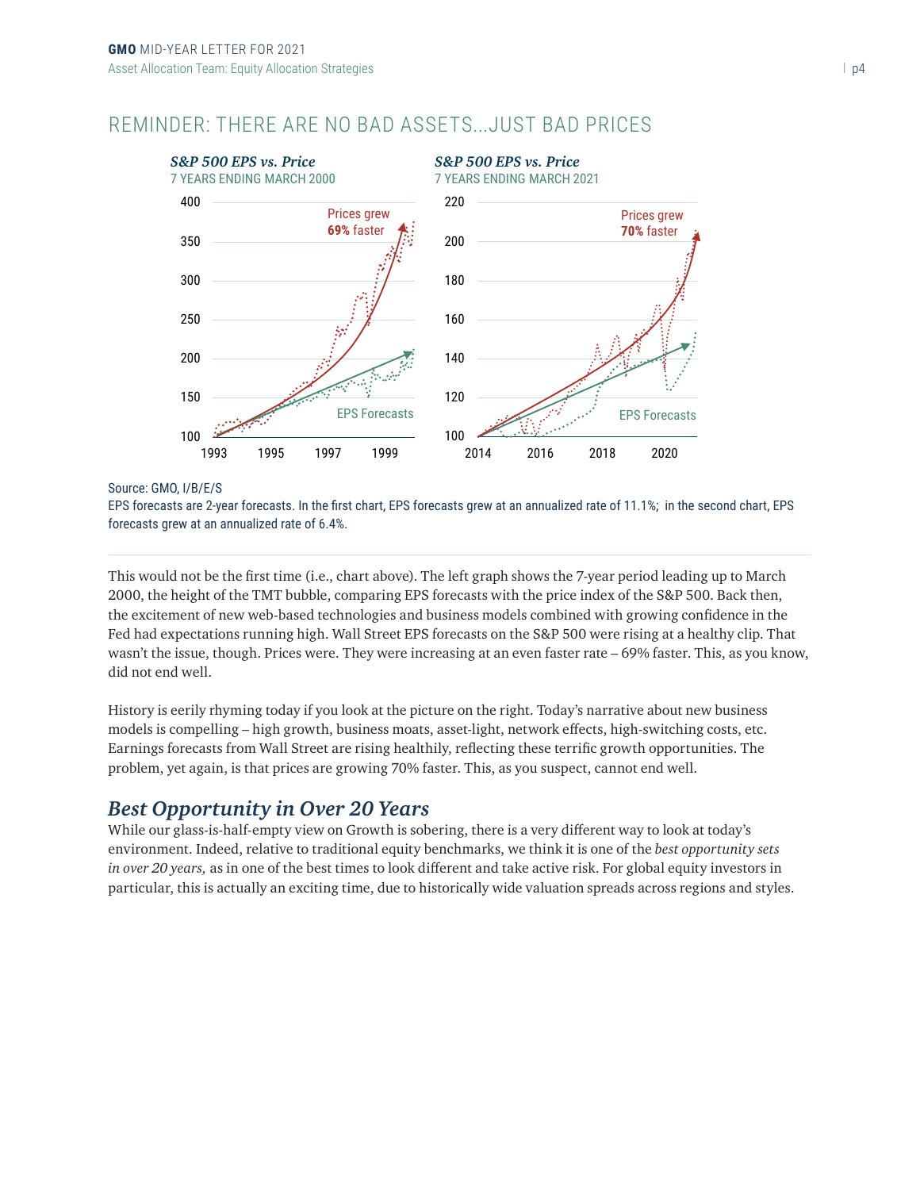## REMINDER: THERE ARE NO BAD ASSETS...JUST BAD PRICES

***S&P 500 EPS vs. Price***
7 YEARS ENDING MARCH 2000

***S&P 500 EPS vs. Price***
7 YEARS ENDING MARCH 2021

Source: GMO, I/B/E/S
EPS forecasts are 2-year forecasts. In the first chart, EPS forecasts grew at an annualized rate of 11.1%; in the second chart, EPS forecasts grew at an annualized rate of 6.4%.

This would not be the first time (i.e., chart above). The left graph shows the 7-year period leading up to March 2000, the height of the TMT bubble, comparing EPS forecasts with the price index of the S&P 500. Back then, the excitement of new web-based technologies and business models combined with growing confidence in the Fed had expectations running high. Wall Street EPS forecasts on the S&P 500 were rising at a healthy clip. That wasn't the issue, though. Prices were. They were increasing at an even faster rate – 69% faster. This, as you know, did not end well.

History is eerily rhyming today if you look at the picture on the right. Today's narrative about new business models is compelling – high growth, business moats, asset-light, network effects, high-switching costs, etc. Earnings forecasts from Wall Street are rising healthily, reflecting these terrific growth opportunities. The problem, yet again, is that prices are growing 70% faster. This, as you suspect, cannot end well.

### *Best Opportunity in Over 20 Years*

While our glass-is-half-empty view on Growth is sobering, there is a very different way to look at today's environment. Indeed, relative to traditional equity benchmarks, we think it is one of the *best opportunity sets in over 20 years,* as in one of the best times to look different and take active risk. For global equity investors in particular, this is actually an exciting time, due to historically wide valuation spreads across regions and styles.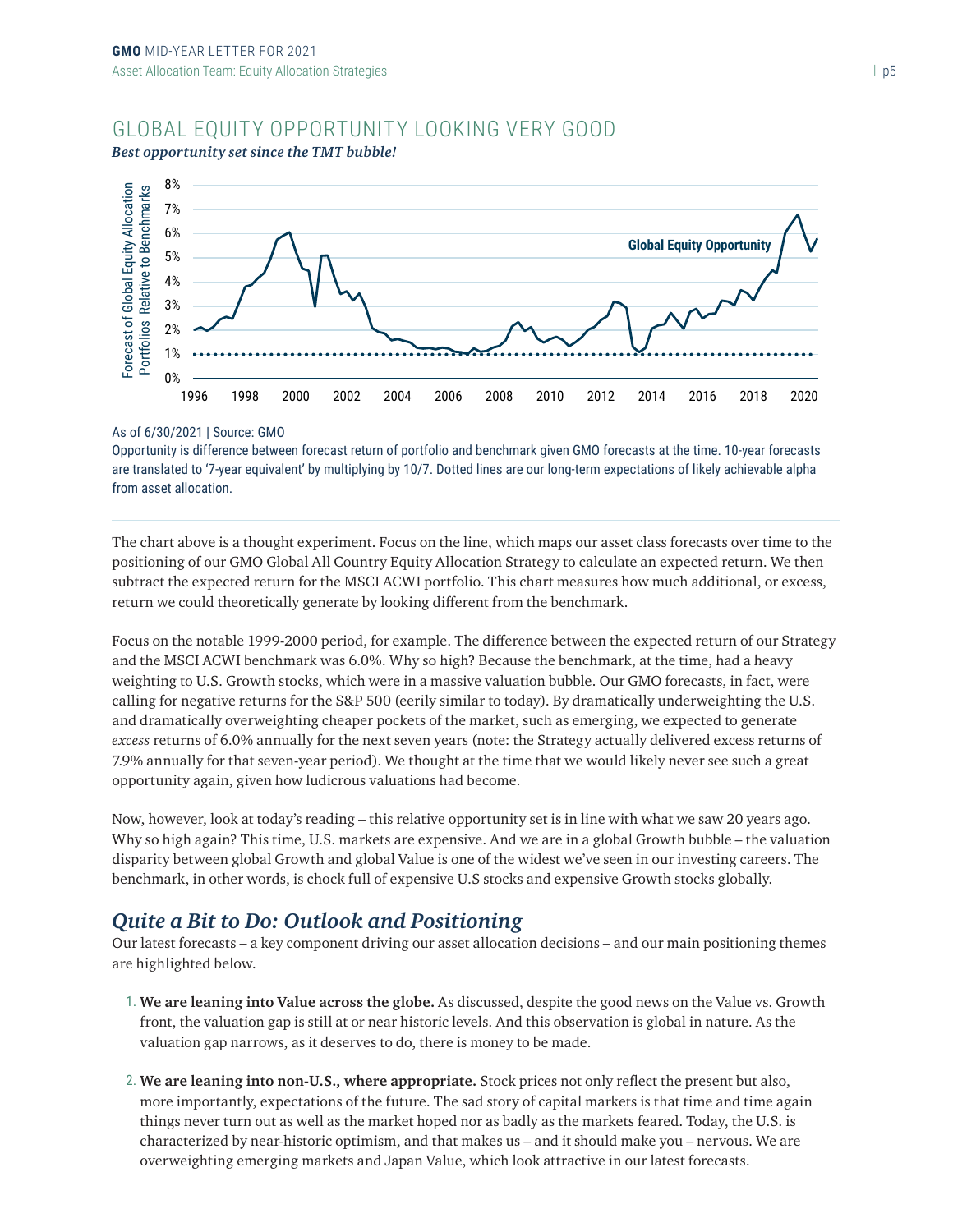## GLOBAL EQUITY OPPORTUNITY LOOKING VERY GOOD

***Best opportunity set since the TMT bubble!***

As of 6/30/2021 | Source: GMO

Opportunity is difference between forecast return of portfolio and benchmark given GMO forecasts at the time. 10-year forecasts are translated to '7-year equivalent' by multiplying by 10/7. Dotted lines are our long-term expectations of likely achievable alpha from asset allocation.

The chart above is a thought experiment. Focus on the line, which maps our asset class forecasts over time to the positioning of our GMO Global All Country Equity Allocation Strategy to calculate an expected return. We then subtract the expected return for the MSCI ACWI portfolio. This chart measures how much additional, or excess, return we could theoretically generate by looking different from the benchmark.

Focus on the notable 1999-2000 period, for example. The difference between the expected return of our Strategy and the MSCI ACWI benchmark was 6.0%. Why so high? Because the benchmark, at the time, had a heavy weighting to U.S. Growth stocks, which were in a massive valuation bubble. Our GMO forecasts, in fact, were calling for negative returns for the S&P 500 (eerily similar to today). By dramatically underweighting the U.S. and dramatically overweighting cheaper pockets of the market, such as emerging, we expected to generate *excess* returns of 6.0% annually for the next seven years (note: the Strategy actually delivered excess returns of 7.9% annually for that seven-year period). We thought at the time that we would likely never see such a great opportunity again, given how ludicrous valuations had become.

Now, however, look at today's reading – this relative opportunity set is in line with what we saw 20 years ago. Why so high again? This time, U.S. markets are expensive. And we are in a global Growth bubble – the valuation disparity between global Growth and global Value is one of the widest we've seen in our investing careers. The benchmark, in other words, is chock full of expensive U.S stocks and expensive Growth stocks globally.

## *Quite a Bit to Do: Outlook and Positioning*

Our latest forecasts – a key component driving our asset allocation decisions – and our main positioning themes are highlighted below.

1. **We are leaning into Value across the globe.** As discussed, despite the good news on the Value vs. Growth front, the valuation gap is still at or near historic levels. And this observation is global in nature. As the valuation gap narrows, as it deserves to do, there is money to be made.

2. **We are leaning into non-U.S., where appropriate.** Stock prices not only reflect the present but also, more importantly, expectations of the future. The sad story of capital markets is that time and time again things never turn out as well as the market hoped nor as badly as the markets feared. Today, the U.S. is characterized by near-historic optimism, and that makes us – and it should make you – nervous. We are overweighting emerging markets and Japan Value, which look attractive in our latest forecasts.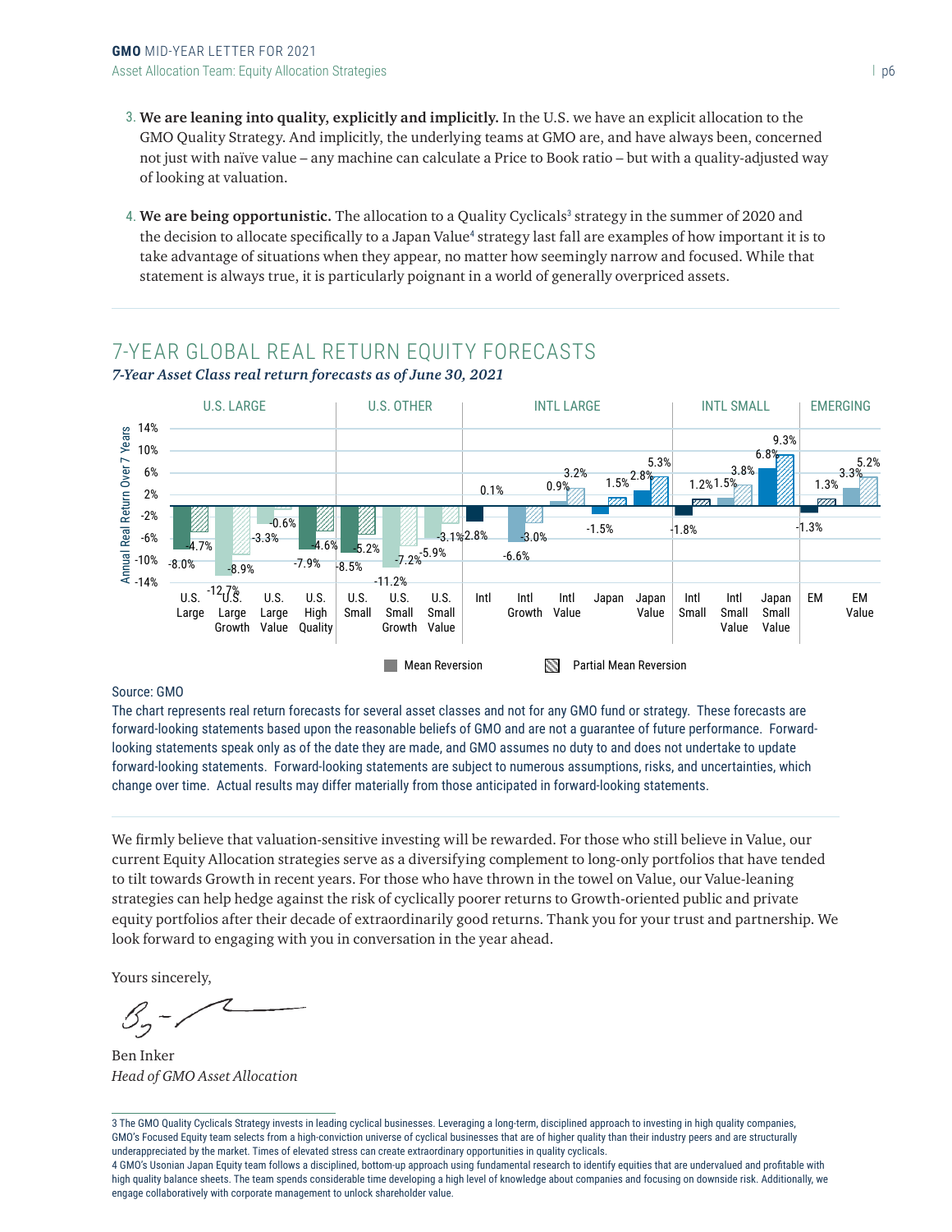3. **We are leaning into quality, explicitly and implicitly.** In the U.S. we have an explicit allocation to the GMO Quality Strategy. And implicitly, the underlying teams at GMO are, and have always been, concerned not just with naïve value – any machine can calculate a Price to Book ratio – but with a quality-adjusted way of looking at valuation.

4. **We are being opportunistic.** The allocation to a Quality Cyclicals[3] strategy in the summer of 2020 and the decision to allocate specifically to a Japan Value[4] strategy last fall are examples of how important it is to take advantage of situations when they appear, no matter how seemingly narrow and focused. While that statement is always true, it is particularly poignant in a world of generally overpriced assets.

## 7-YEAR GLOBAL REAL RETURN EQUITY FORECASTS

***7-Year Asset Class real return forecasts as of June 30, 2021***

Annual Real Return Over 7 Years

| Group | Asset Class | Mean Reversion | Partial Mean Reversion |
|---|---|---|---|
| U.S. LARGE | U.S. Large | -8.0% | -4.7% |
| | U.S. Large Growth | -12.7% | -8.9% |
| | U.S. Large Value | -3.3% | -0.6% |
| | U.S. High Quality | -7.9% | -4.6% |
| U.S. OTHER | U.S. Small | -8.5% | -5.2% |
| | U.S. Small Growth | -11.2% | -7.2% |
| | U.S. Small Value | -5.9% | -3.1% |
| INTL LARGE | Intl | -2.8% | 0.1% |
| | Intl Growth | -6.6% | -3.0% |
| | Intl Value | 0.9% | 3.2% |
| | Japan | -1.5% | 1.5% |
| | Japan Value | 2.8% | 5.3% |
| INTL SMALL | Intl Small | -1.8% | 1.2% |
| | Intl Small Value | 1.5% | 3.8% |
| | Japan Small Value | 6.8% | 9.3% |
| EMERGING | EM | -1.3% | 1.3% |
| | EM Value | 3.3% | 5.2% |

Source: GMO

The chart represents real return forecasts for several asset classes and not for any GMO fund or strategy. These forecasts are forward-looking statements based upon the reasonable beliefs of GMO and are not a guarantee of future performance. Forward-looking statements speak only as of the date they are made, and GMO assumes no duty to and does not undertake to update forward-looking statements. Forward-looking statements are subject to numerous assumptions, risks, and uncertainties, which change over time. Actual results may differ materially from those anticipated in forward-looking statements.

We firmly believe that valuation-sensitive investing will be rewarded. For those who still believe in Value, our current Equity Allocation strategies serve as a diversifying complement to long-only portfolios that have tended to tilt towards Growth in recent years. For those who have thrown in the towel on Value, our Value-leaning strategies can help hedge against the risk of cyclically poorer returns to Growth-oriented public and private equity portfolios after their decade of extraordinarily good returns. Thank you for your trust and partnership. We look forward to engaging with you in conversation in the year ahead.

Yours sincerely,

Ben Inker
*Head of GMO Asset Allocation*

---

3 The GMO Quality Cyclicals Strategy invests in leading cyclical businesses. Leveraging a long-term, disciplined approach to investing in high quality companies, GMO's Focused Equity team selects from a high-conviction universe of cyclical businesses that are of higher quality than their industry peers and are structurally underappreciated by the market. Times of elevated stress can create extraordinary opportunities in quality cyclicals.

4 GMO's Usonian Japan Equity team follows a disciplined, bottom-up approach using fundamental research to identify equities that are undervalued and profitable with high quality balance sheets. The team spends considerable time developing a high level of knowledge about companies and focusing on downside risk. Additionally, we engage collaboratively with corporate management to unlock shareholder value.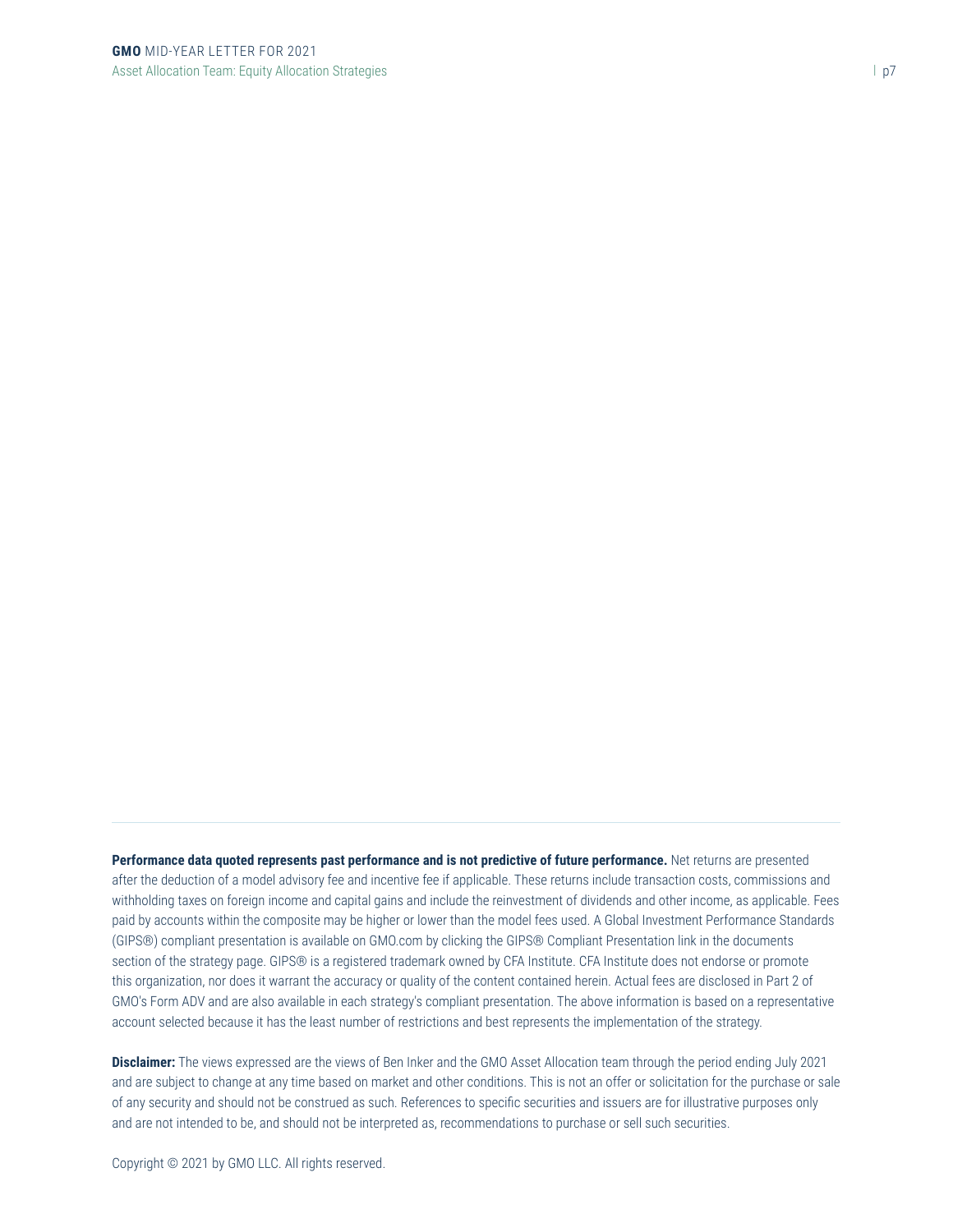**Performance data quoted represents past performance and is not predictive of future performance.** Net returns are presented after the deduction of a model advisory fee and incentive fee if applicable. These returns include transaction costs, commissions and withholding taxes on foreign income and capital gains and include the reinvestment of dividends and other income, as applicable. Fees paid by accounts within the composite may be higher or lower than the model fees used. A Global Investment Performance Standards (GIPS®) compliant presentation is available on GMO.com by clicking the GIPS® Compliant Presentation link in the documents section of the strategy page. GIPS® is a registered trademark owned by CFA Institute. CFA Institute does not endorse or promote this organization, nor does it warrant the accuracy or quality of the content contained herein. Actual fees are disclosed in Part 2 of GMO's Form ADV and are also available in each strategy's compliant presentation. The above information is based on a representative account selected because it has the least number of restrictions and best represents the implementation of the strategy.

**Disclaimer:** The views expressed are the views of Ben Inker and the GMO Asset Allocation team through the period ending July 2021 and are subject to change at any time based on market and other conditions. This is not an offer or solicitation for the purchase or sale of any security and should not be construed as such. References to specific securities and issuers are for illustrative purposes only and are not intended to be, and should not be interpreted as, recommendations to purchase or sell such securities.

Copyright © 2021 by GMO LLC. All rights reserved.